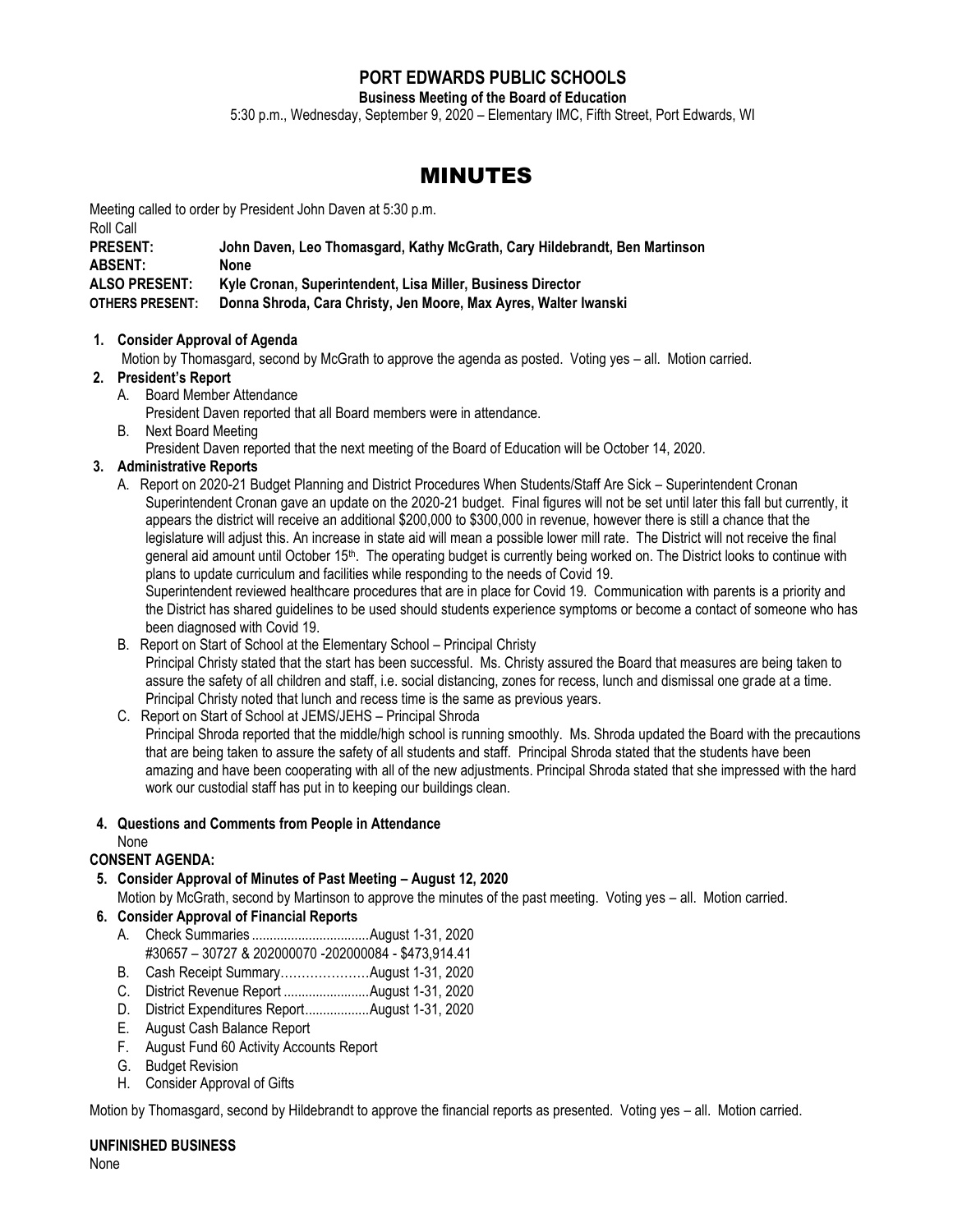# PORT EDWARDS PUBLIC SCHOOLS

**Business Meeting of the Board of Education**

5:30 p.m., Wednesday, September 9, 2020 – Elementary IMC, Fifth Street, Port Edwards, WI

# MINUTES

Meeting called to order by President John Daven at 5:30 p.m.

Roll Call

**PRESENT:** **John Daven, Leo Thomasgard, Kathy McGrath, Cary Hildebrandt, Ben Martinson**
**ABSENT:** **None**
**ALSO PRESENT:** **Kyle Cronan, Superintendent, Lisa Miller, Business Director**
**OTHERS PRESENT:** **Donna Shroda, Cara Christy, Jen Moore, Max Ayres, Walter Iwanski**

1. **Consider Approval of Agenda**
   Motion by Thomasgard, second by McGrath to approve the agenda as posted. Voting yes – all. Motion carried.
2. **President's Report**
   A. Board Member Attendance
      President Daven reported that all Board members were in attendance.
   B. Next Board Meeting
      President Daven reported that the next meeting of the Board of Education will be October 14, 2020.
3. **Administrative Reports**
   A. Report on 2020-21 Budget Planning and District Procedures When Students/Staff Are Sick – Superintendent Cronan
      Superintendent Cronan gave an update on the 2020-21 budget. Final figures will not be set until later this fall but currently, it appears the district will receive an additional $200,000 to $300,000 in revenue, however there is still a chance that the legislature will adjust this. An increase in state aid will mean a possible lower mill rate. The District will not receive the final general aid amount until October 15th. The operating budget is currently being worked on. The District looks to continue with plans to update curriculum and facilities while responding to the needs of Covid 19.
      Superintendent reviewed healthcare procedures that are in place for Covid 19. Communication with parents is a priority and the District has shared guidelines to be used should students experience symptoms or become a contact of someone who has been diagnosed with Covid 19.
   B. Report on Start of School at the Elementary School – Principal Christy
      Principal Christy stated that the start has been successful. Ms. Christy assured the Board that measures are being taken to assure the safety of all children and staff, i.e. social distancing, zones for recess, lunch and dismissal one grade at a time. Principal Christy noted that lunch and recess time is the same as previous years.
   C. Report on Start of School at JEMS/JEHS – Principal Shroda
      Principal Shroda reported that the middle/high school is running smoothly. Ms. Shroda updated the Board with the precautions that are being taken to assure the safety of all students and staff. Principal Shroda stated that the students have been amazing and have been cooperating with all of the new adjustments. Principal Shroda stated that she impressed with the hard work our custodial staff has put in to keeping our buildings clean.
4. **Questions and Comments from People in Attendance**
   None

**CONSENT AGENDA:**

5. **Consider Approval of Minutes of Past Meeting – August 12, 2020**
   Motion by McGrath, second by Martinson to approve the minutes of the past meeting. Voting yes – all. Motion carried.
6. **Consider Approval of Financial Reports**
   A. Check Summaries .................................August 1-31, 2020
      #30657 – 30727 & 202000070 -202000084 - $473,914.41
   B. Cash Receipt Summary…………………August 1-31, 2020
   C. District Revenue Report ........................August 1-31, 2020
   D. District Expenditures Report..................August 1-31, 2020
   E. August Cash Balance Report
   F. August Fund 60 Activity Accounts Report
   G. Budget Revision
   H. Consider Approval of Gifts

Motion by Thomasgard, second by Hildebrandt to approve the financial reports as presented. Voting yes – all. Motion carried.

**UNFINISHED BUSINESS**

None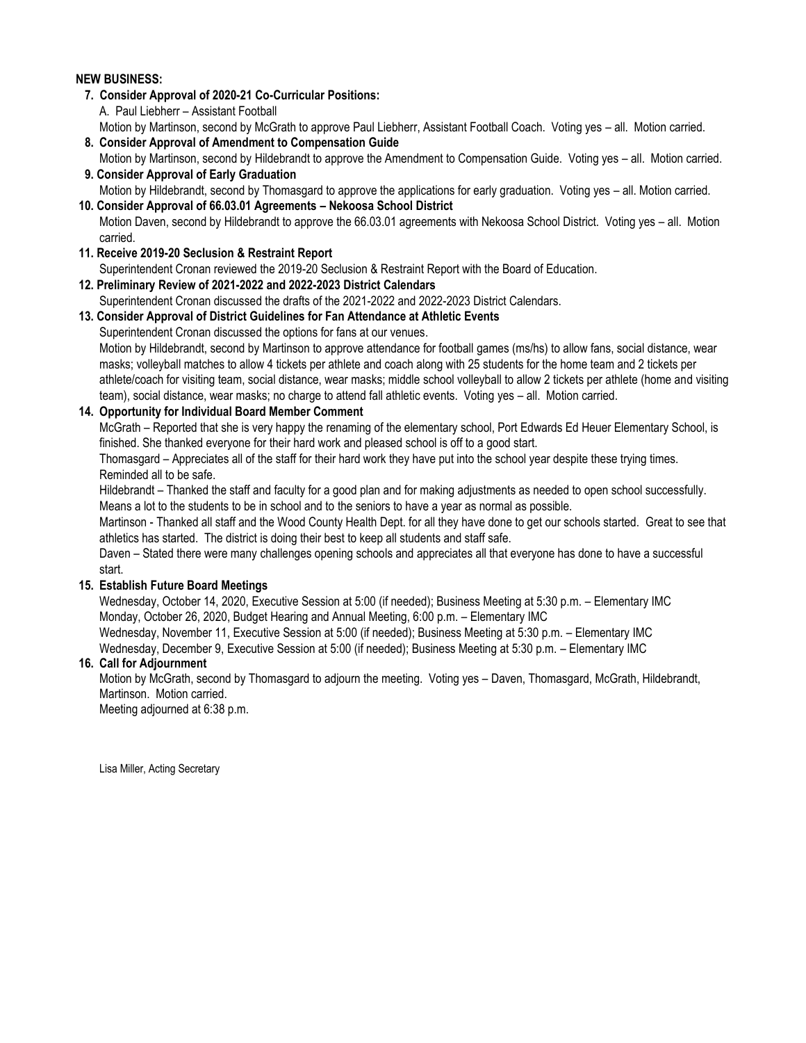**NEW BUSINESS:**

**7. Consider Approval of 2020-21 Co-Curricular Positions:**

A. Paul Liebherr – Assistant Football

Motion by Martinson, second by McGrath to approve Paul Liebherr, Assistant Football Coach. Voting yes – all. Motion carried.

**8. Consider Approval of Amendment to Compensation Guide**

Motion by Martinson, second by Hildebrandt to approve the Amendment to Compensation Guide. Voting yes – all. Motion carried.

**9. Consider Approval of Early Graduation**

Motion by Hildebrandt, second by Thomasgard to approve the applications for early graduation. Voting yes – all. Motion carried.

**10. Consider Approval of 66.03.01 Agreements – Nekoosa School District**

Motion Daven, second by Hildebrandt to approve the 66.03.01 agreements with Nekoosa School District. Voting yes – all. Motion carried.

**11. Receive 2019-20 Seclusion & Restraint Report**

Superintendent Cronan reviewed the 2019-20 Seclusion & Restraint Report with the Board of Education.

**12. Preliminary Review of 2021-2022 and 2022-2023 District Calendars**

Superintendent Cronan discussed the drafts of the 2021-2022 and 2022-2023 District Calendars.

**13. Consider Approval of District Guidelines for Fan Attendance at Athletic Events**

Superintendent Cronan discussed the options for fans at our venues.

Motion by Hildebrandt, second by Martinson to approve attendance for football games (ms/hs) to allow fans, social distance, wear masks; volleyball matches to allow 4 tickets per athlete and coach along with 25 students for the home team and 2 tickets per athlete/coach for visiting team, social distance, wear masks; middle school volleyball to allow 2 tickets per athlete (home and visiting team), social distance, wear masks; no charge to attend fall athletic events. Voting yes – all. Motion carried.

**14. Opportunity for Individual Board Member Comment**

McGrath – Reported that she is very happy the renaming of the elementary school, Port Edwards Ed Heuer Elementary School, is finished. She thanked everyone for their hard work and pleased school is off to a good start.

Thomasgard – Appreciates all of the staff for their hard work they have put into the school year despite these trying times. Reminded all to be safe.

Hildebrandt – Thanked the staff and faculty for a good plan and for making adjustments as needed to open school successfully. Means a lot to the students to be in school and to the seniors to have a year as normal as possible.

Martinson - Thanked all staff and the Wood County Health Dept. for all they have done to get our schools started. Great to see that athletics has started. The district is doing their best to keep all students and staff safe.

Daven – Stated there were many challenges opening schools and appreciates all that everyone has done to have a successful start.

**15. Establish Future Board Meetings**

Wednesday, October 14, 2020, Executive Session at 5:00 (if needed); Business Meeting at 5:30 p.m. – Elementary IMC
Monday, October 26, 2020, Budget Hearing and Annual Meeting, 6:00 p.m. – Elementary IMC
Wednesday, November 11, Executive Session at 5:00 (if needed); Business Meeting at 5:30 p.m. – Elementary IMC
Wednesday, December 9, Executive Session at 5:00 (if needed); Business Meeting at 5:30 p.m. – Elementary IMC

**16. Call for Adjournment**

Motion by McGrath, second by Thomasgard to adjourn the meeting. Voting yes – Daven, Thomasgard, McGrath, Hildebrandt, Martinson. Motion carried.

Meeting adjourned at 6:38 p.m.

Lisa Miller, Acting Secretary